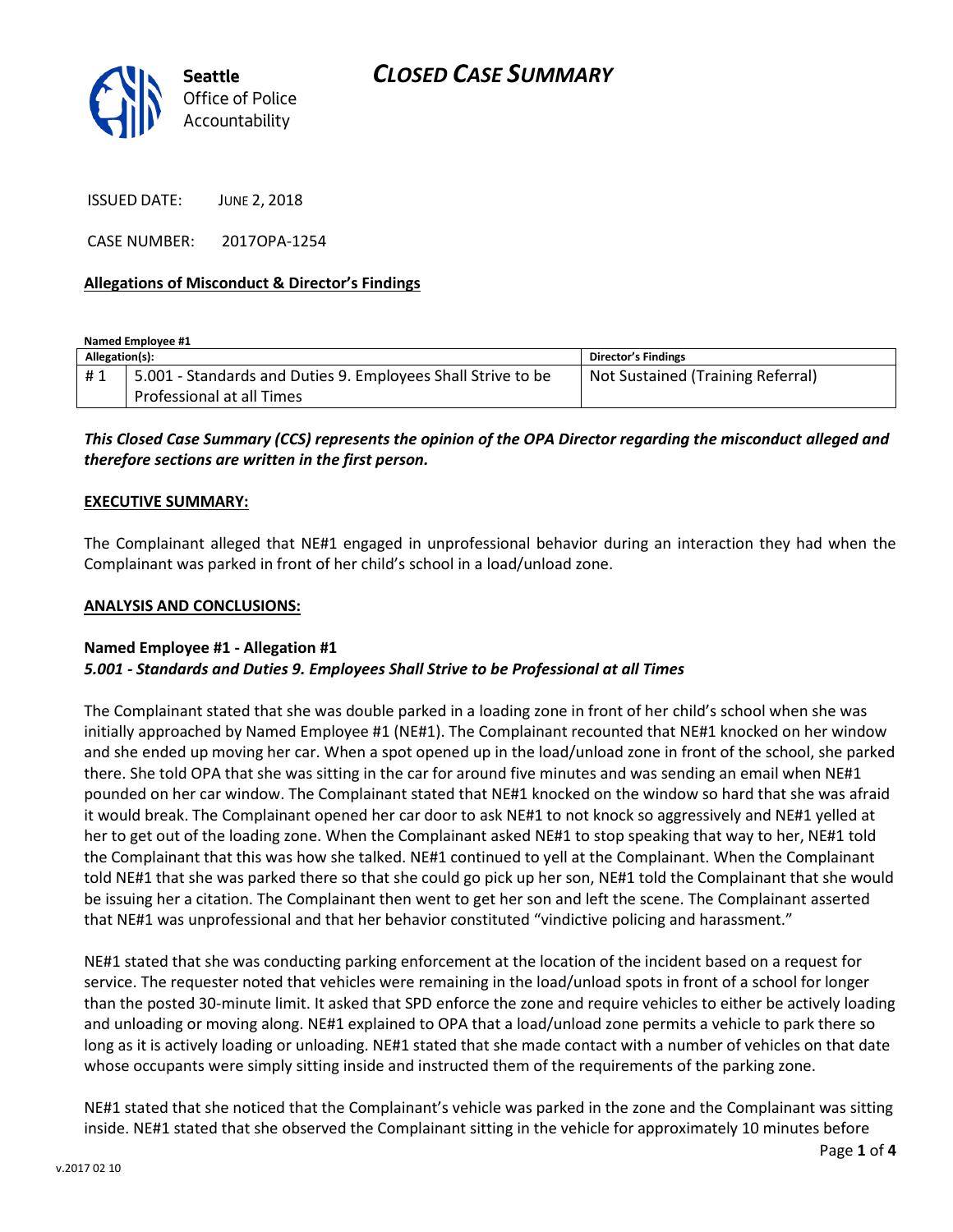# CLOSED CASE SUMMARY

Seattle Office of Police Accountability

ISSUED DATE: JUNE 2, 2018

CASE NUMBER: 2017OPA-1254

**Allegations of Misconduct & Director's Findings**

**Named Employee #1**

| Allegation(s): | | Director's Findings |
|---|---|---|
| # 1 | 5.001 - Standards and Duties 9. Employees Shall Strive to be Professional at all Times | Not Sustained (Training Referral) |

***This Closed Case Summary (CCS) represents the opinion of the OPA Director regarding the misconduct alleged and therefore sections are written in the first person.***

**EXECUTIVE SUMMARY:**

The Complainant alleged that NE#1 engaged in unprofessional behavior during an interaction they had when the Complainant was parked in front of her child's school in a load/unload zone.

**ANALYSIS AND CONCLUSIONS:**

**Named Employee #1 - Allegation #1**
***5.001 - Standards and Duties 9. Employees Shall Strive to be Professional at all Times***

The Complainant stated that she was double parked in a loading zone in front of her child's school when she was initially approached by Named Employee #1 (NE#1). The Complainant recounted that NE#1 knocked on her window and she ended up moving her car. When a spot opened up in the load/unload zone in front of the school, she parked there. She told OPA that she was sitting in the car for around five minutes and was sending an email when NE#1 pounded on her car window. The Complainant stated that NE#1 knocked on the window so hard that she was afraid it would break. The Complainant opened her car door to ask NE#1 to not knock so aggressively and NE#1 yelled at her to get out of the loading zone. When the Complainant asked NE#1 to stop speaking that way to her, NE#1 told the Complainant that this was how she talked. NE#1 continued to yell at the Complainant. When the Complainant told NE#1 that she was parked there so that she could go pick up her son, NE#1 told the Complainant that she would be issuing her a citation. The Complainant then went to get her son and left the scene. The Complainant asserted that NE#1 was unprofessional and that her behavior constituted "vindictive policing and harassment."

NE#1 stated that she was conducting parking enforcement at the location of the incident based on a request for service. The requester noted that vehicles were remaining in the load/unload spots in front of a school for longer than the posted 30-minute limit. It asked that SPD enforce the zone and require vehicles to either be actively loading and unloading or moving along. NE#1 explained to OPA that a load/unload zone permits a vehicle to park there so long as it is actively loading or unloading. NE#1 stated that she made contact with a number of vehicles on that date whose occupants were simply sitting inside and instructed them of the requirements of the parking zone.

NE#1 stated that she noticed that the Complainant's vehicle was parked in the zone and the Complainant was sitting inside. NE#1 stated that she observed the Complainant sitting in the vehicle for approximately 10 minutes before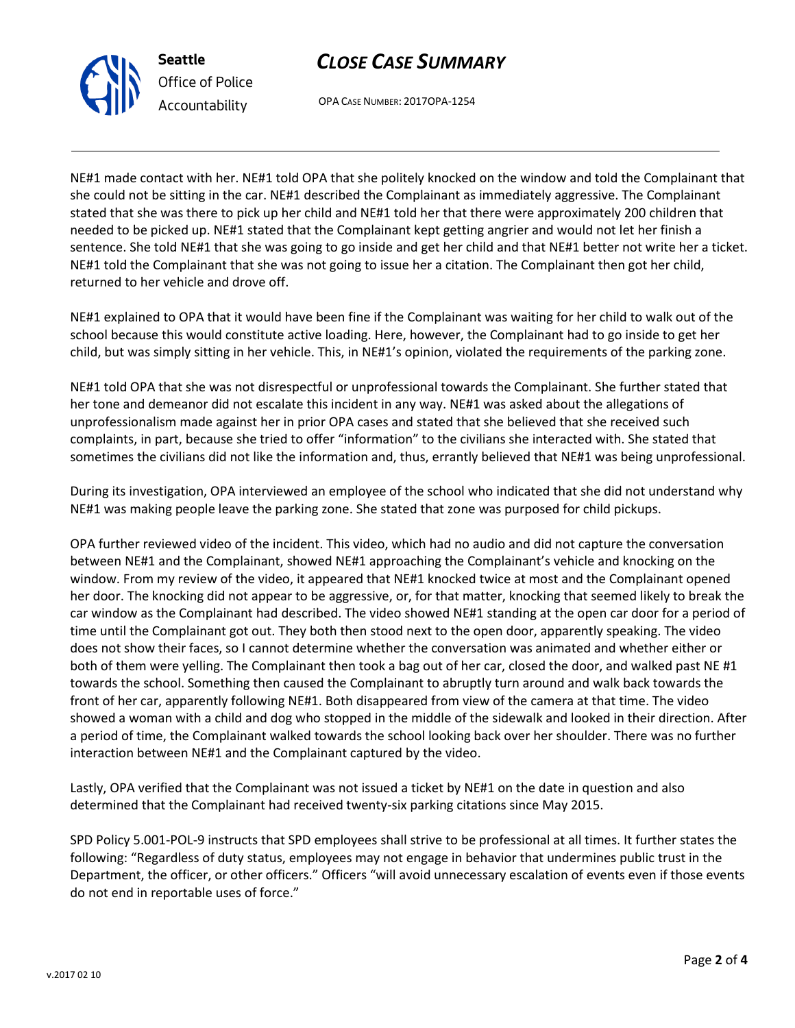NE#1 made contact with her. NE#1 told OPA that she politely knocked on the window and told the Complainant that she could not be sitting in the car. NE#1 described the Complainant as immediately aggressive. The Complainant stated that she was there to pick up her child and NE#1 told her that there were approximately 200 children that needed to be picked up. NE#1 stated that the Complainant kept getting angrier and would not let her finish a sentence. She told NE#1 that she was going to go inside and get her child and that NE#1 better not write her a ticket. NE#1 told the Complainant that she was not going to issue her a citation. The Complainant then got her child, returned to her vehicle and drove off.

NE#1 explained to OPA that it would have been fine if the Complainant was waiting for her child to walk out of the school because this would constitute active loading. Here, however, the Complainant had to go inside to get her child, but was simply sitting in her vehicle. This, in NE#1's opinion, violated the requirements of the parking zone.

NE#1 told OPA that she was not disrespectful or unprofessional towards the Complainant. She further stated that her tone and demeanor did not escalate this incident in any way. NE#1 was asked about the allegations of unprofessionalism made against her in prior OPA cases and stated that she believed that she received such complaints, in part, because she tried to offer "information" to the civilians she interacted with. She stated that sometimes the civilians did not like the information and, thus, errantly believed that NE#1 was being unprofessional.

During its investigation, OPA interviewed an employee of the school who indicated that she did not understand why NE#1 was making people leave the parking zone. She stated that zone was purposed for child pickups.

OPA further reviewed video of the incident. This video, which had no audio and did not capture the conversation between NE#1 and the Complainant, showed NE#1 approaching the Complainant's vehicle and knocking on the window. From my review of the video, it appeared that NE#1 knocked twice at most and the Complainant opened her door. The knocking did not appear to be aggressive, or, for that matter, knocking that seemed likely to break the car window as the Complainant had described. The video showed NE#1 standing at the open car door for a period of time until the Complainant got out. They both then stood next to the open door, apparently speaking. The video does not show their faces, so I cannot determine whether the conversation was animated and whether either or both of them were yelling. The Complainant then took a bag out of her car, closed the door, and walked past NE #1 towards the school. Something then caused the Complainant to abruptly turn around and walk back towards the front of her car, apparently following NE#1. Both disappeared from view of the camera at that time. The video showed a woman with a child and dog who stopped in the middle of the sidewalk and looked in their direction. After a period of time, the Complainant walked towards the school looking back over her shoulder. There was no further interaction between NE#1 and the Complainant captured by the video.

Lastly, OPA verified that the Complainant was not issued a ticket by NE#1 on the date in question and also determined that the Complainant had received twenty-six parking citations since May 2015.

SPD Policy 5.001-POL-9 instructs that SPD employees shall strive to be professional at all times. It further states the following: "Regardless of duty status, employees may not engage in behavior that undermines public trust in the Department, the officer, or other officers." Officers "will avoid unnecessary escalation of events even if those events do not end in reportable uses of force."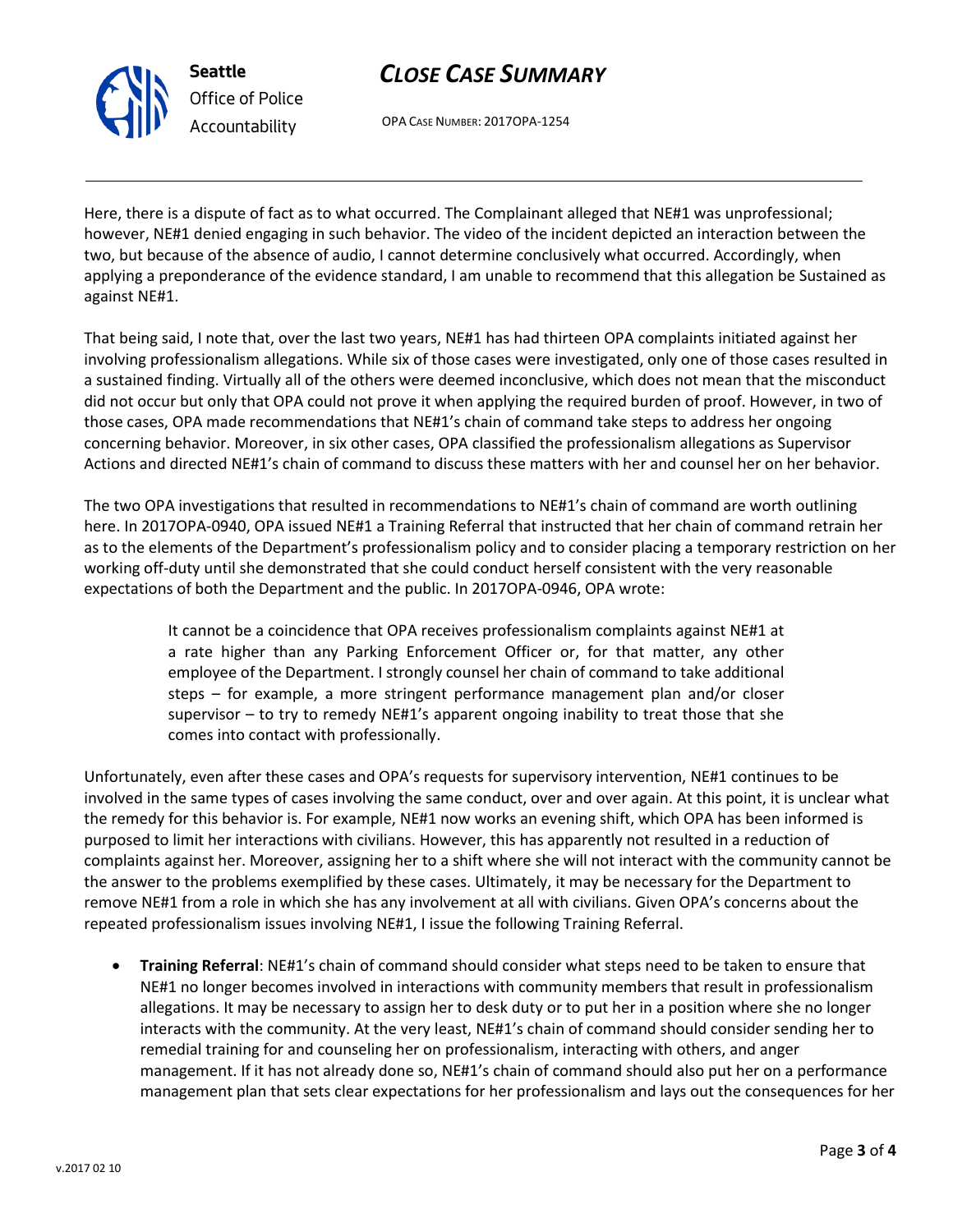Here, there is a dispute of fact as to what occurred. The Complainant alleged that NE#1 was unprofessional; however, NE#1 denied engaging in such behavior. The video of the incident depicted an interaction between the two, but because of the absence of audio, I cannot determine conclusively what occurred. Accordingly, when applying a preponderance of the evidence standard, I am unable to recommend that this allegation be Sustained as against NE#1.

That being said, I note that, over the last two years, NE#1 has had thirteen OPA complaints initiated against her involving professionalism allegations. While six of those cases were investigated, only one of those cases resulted in a sustained finding. Virtually all of the others were deemed inconclusive, which does not mean that the misconduct did not occur but only that OPA could not prove it when applying the required burden of proof. However, in two of those cases, OPA made recommendations that NE#1's chain of command take steps to address her ongoing concerning behavior. Moreover, in six other cases, OPA classified the professionalism allegations as Supervisor Actions and directed NE#1's chain of command to discuss these matters with her and counsel her on her behavior.

The two OPA investigations that resulted in recommendations to NE#1's chain of command are worth outlining here. In 2017OPA-0940, OPA issued NE#1 a Training Referral that instructed that her chain of command retrain her as to the elements of the Department's professionalism policy and to consider placing a temporary restriction on her working off-duty until she demonstrated that she could conduct herself consistent with the very reasonable expectations of both the Department and the public. In 2017OPA-0946, OPA wrote:

> It cannot be a coincidence that OPA receives professionalism complaints against NE#1 at a rate higher than any Parking Enforcement Officer or, for that matter, any other employee of the Department. I strongly counsel her chain of command to take additional steps – for example, a more stringent performance management plan and/or closer supervisor – to try to remedy NE#1's apparent ongoing inability to treat those that she comes into contact with professionally.

Unfortunately, even after these cases and OPA's requests for supervisory intervention, NE#1 continues to be involved in the same types of cases involving the same conduct, over and over again. At this point, it is unclear what the remedy for this behavior is. For example, NE#1 now works an evening shift, which OPA has been informed is purposed to limit her interactions with civilians. However, this has apparently not resulted in a reduction of complaints against her. Moreover, assigning her to a shift where she will not interact with the community cannot be the answer to the problems exemplified by these cases. Ultimately, it may be necessary for the Department to remove NE#1 from a role in which she has any involvement at all with civilians. Given OPA's concerns about the repeated professionalism issues involving NE#1, I issue the following Training Referral.

- **Training Referral**: NE#1's chain of command should consider what steps need to be taken to ensure that NE#1 no longer becomes involved in interactions with community members that result in professionalism allegations. It may be necessary to assign her to desk duty or to put her in a position where she no longer interacts with the community. At the very least, NE#1's chain of command should consider sending her to remedial training for and counseling her on professionalism, interacting with others, and anger management. If it has not already done so, NE#1's chain of command should also put her on a performance management plan that sets clear expectations for her professionalism and lays out the consequences for her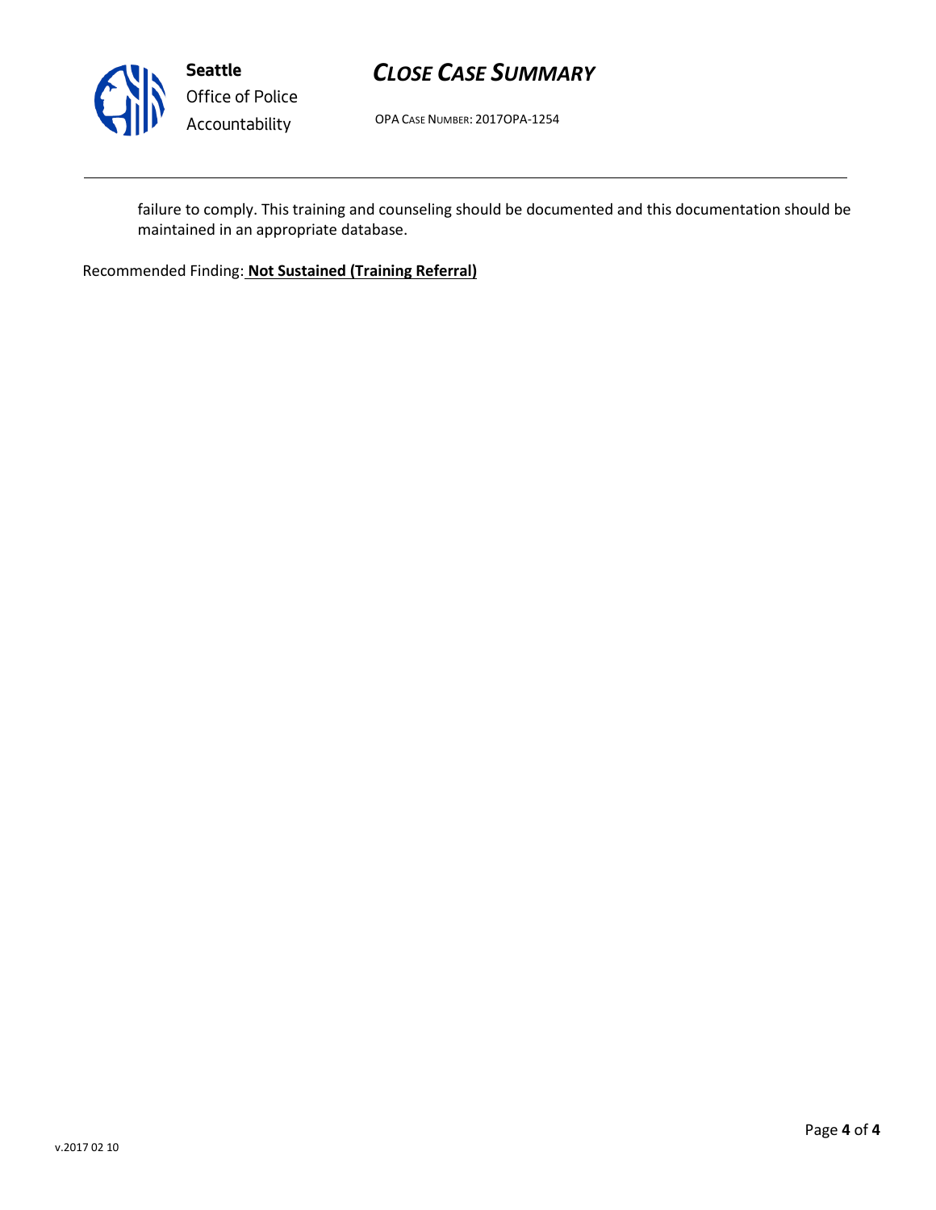failure to comply. This training and counseling should be documented and this documentation should be maintained in an appropriate database.

Recommended Finding: **Not Sustained (Training Referral)**